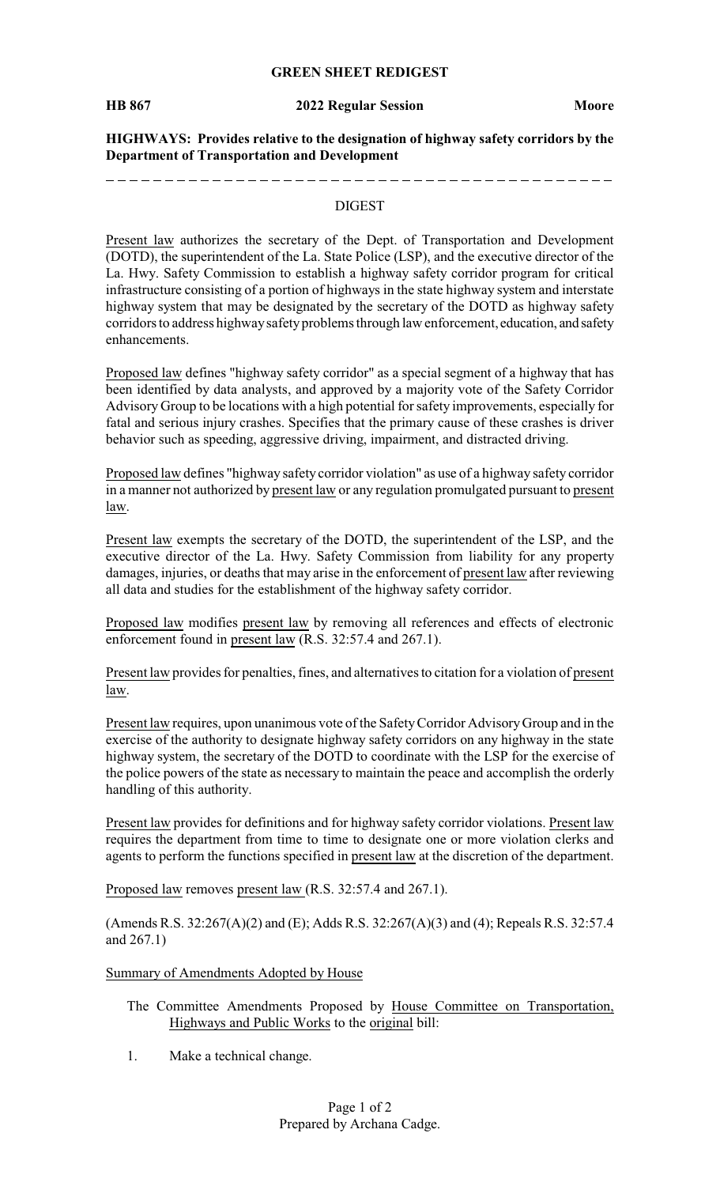**GREEN SHEET REDIGEST**

**HB 867** **2022 Regular Session** **Moore**

**HIGHWAYS: Provides relative to the designation of highway safety corridors by the Department of Transportation and Development**

## DIGEST

Present law authorizes the secretary of the Dept. of Transportation and Development (DOTD), the superintendent of the La. State Police (LSP), and the executive director of the La. Hwy. Safety Commission to establish a highway safety corridor program for critical infrastructure consisting of a portion of highways in the state highway system and interstate highway system that may be designated by the secretary of the DOTD as highway safety corridors to address highway safety problems through law enforcement, education, and safety enhancements.

Proposed law defines "highway safety corridor" as a special segment of a highway that has been identified by data analysts, and approved by a majority vote of the Safety Corridor Advisory Group to be locations with a high potential for safety improvements, especially for fatal and serious injury crashes. Specifies that the primary cause of these crashes is driver behavior such as speeding, aggressive driving, impairment, and distracted driving.

Proposed law defines "highway safety corridor violation" as use of a highway safety corridor in a manner not authorized by present law or any regulation promulgated pursuant to present law.

Present law exempts the secretary of the DOTD, the superintendent of the LSP, and the executive director of the La. Hwy. Safety Commission from liability for any property damages, injuries, or deaths that may arise in the enforcement of present law after reviewing all data and studies for the establishment of the highway safety corridor.

Proposed law modifies present law by removing all references and effects of electronic enforcement found in present law (R.S. 32:57.4 and 267.1).

Present law provides for penalties, fines, and alternatives to citation for a violation of present law.

Present law requires, upon unanimous vote of the Safety Corridor Advisory Group and in the exercise of the authority to designate highway safety corridors on any highway in the state highway system, the secretary of the DOTD to coordinate with the LSP for the exercise of the police powers of the state as necessary to maintain the peace and accomplish the orderly handling of this authority.

Present law provides for definitions and for highway safety corridor violations. Present law requires the department from time to time to designate one or more violation clerks and agents to perform the functions specified in present law at the discretion of the department.

Proposed law removes present law (R.S. 32:57.4 and 267.1).

(Amends R.S. 32:267(A)(2) and (E); Adds R.S. 32:267(A)(3) and (4); Repeals R.S. 32:57.4 and 267.1)

Summary of Amendments Adopted by House

The Committee Amendments Proposed by House Committee on Transportation, Highways and Public Works to the original bill:

1. Make a technical change.

Prepared by Archana Cadge.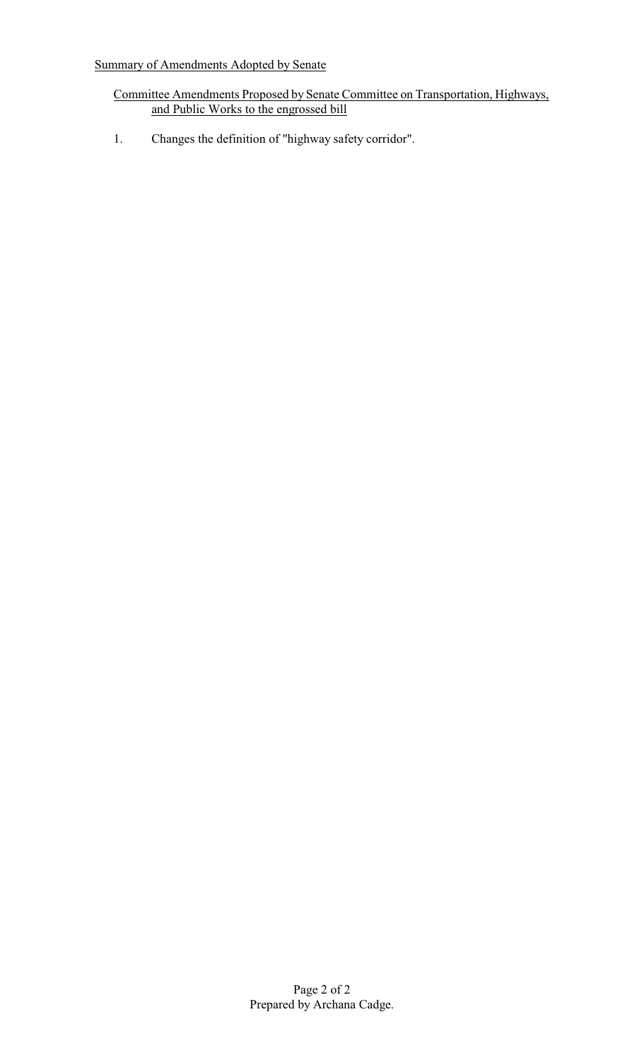Summary of Amendments Adopted by Senate

Committee Amendments Proposed by Senate Committee on Transportation, Highways, and Public Works to the engrossed bill

1. Changes the definition of "highway safety corridor".

Prepared by Archana Cadge.